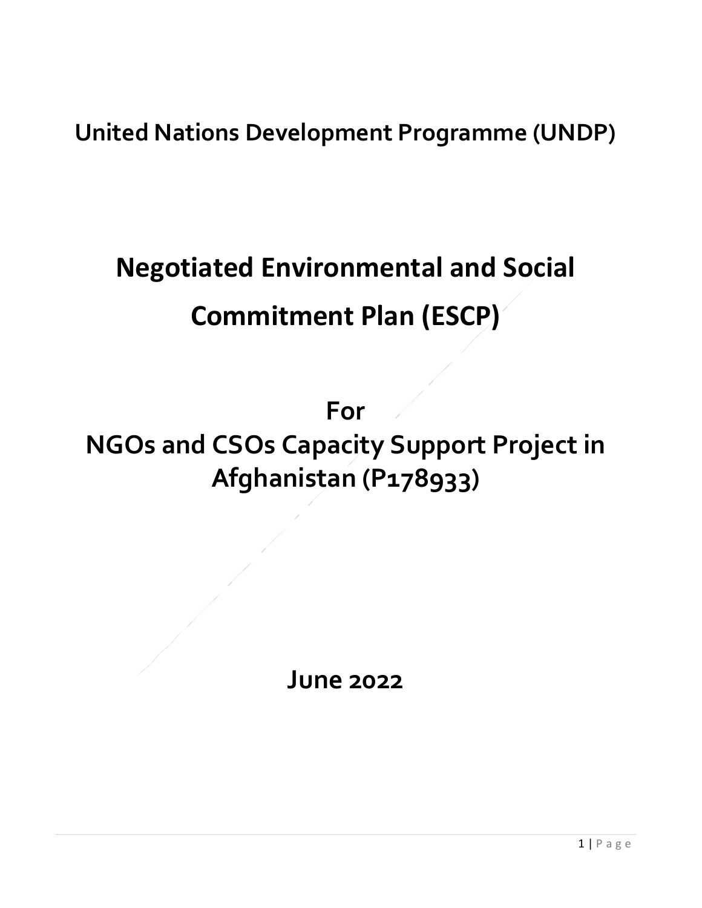**United Nations Development Programme (UNDP)**

# Negotiated Environmental and Social Commitment Plan (ESCP)

## For NGOs and CSOs Capacity Support Project in Afghanistan (P178933)

**June 2022**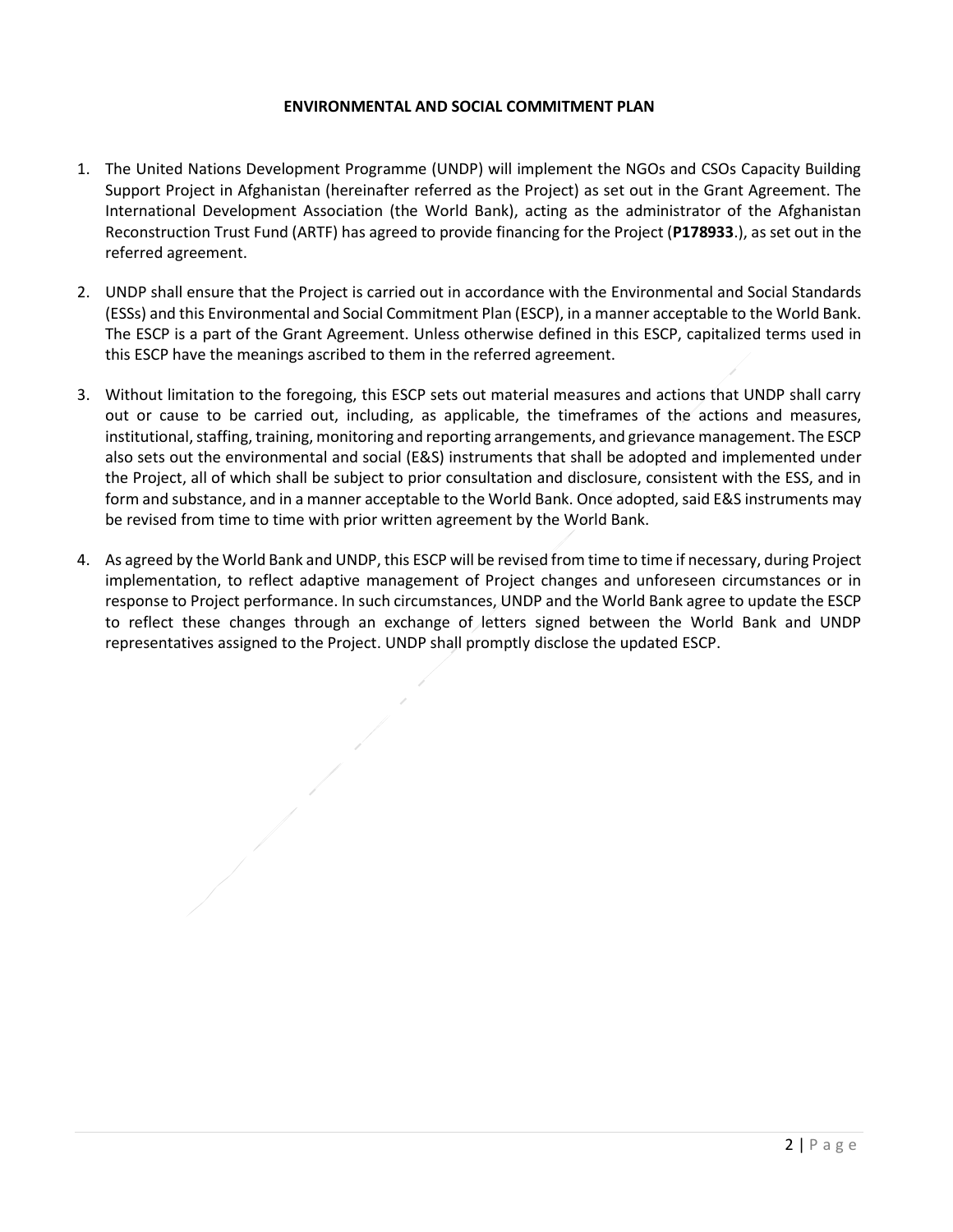# ENVIRONMENTAL AND SOCIAL COMMITMENT PLAN

1. The United Nations Development Programme (UNDP) will implement the NGOs and CSOs Capacity Building Support Project in Afghanistan (hereinafter referred as the Project) as set out in the Grant Agreement. The International Development Association (the World Bank), acting as the administrator of the Afghanistan Reconstruction Trust Fund (ARTF) has agreed to provide financing for the Project (**P178933**.), as set out in the referred agreement.

2. UNDP shall ensure that the Project is carried out in accordance with the Environmental and Social Standards (ESSs) and this Environmental and Social Commitment Plan (ESCP), in a manner acceptable to the World Bank. The ESCP is a part of the Grant Agreement. Unless otherwise defined in this ESCP, capitalized terms used in this ESCP have the meanings ascribed to them in the referred agreement.

3. Without limitation to the foregoing, this ESCP sets out material measures and actions that UNDP shall carry out or cause to be carried out, including, as applicable, the timeframes of the actions and measures, institutional, staffing, training, monitoring and reporting arrangements, and grievance management. The ESCP also sets out the environmental and social (E&S) instruments that shall be adopted and implemented under the Project, all of which shall be subject to prior consultation and disclosure, consistent with the ESS, and in form and substance, and in a manner acceptable to the World Bank. Once adopted, said E&S instruments may be revised from time to time with prior written agreement by the World Bank.

4. As agreed by the World Bank and UNDP, this ESCP will be revised from time to time if necessary, during Project implementation, to reflect adaptive management of Project changes and unforeseen circumstances or in response to Project performance. In such circumstances, UNDP and the World Bank agree to update the ESCP to reflect these changes through an exchange of letters signed between the World Bank and UNDP representatives assigned to the Project. UNDP shall promptly disclose the updated ESCP.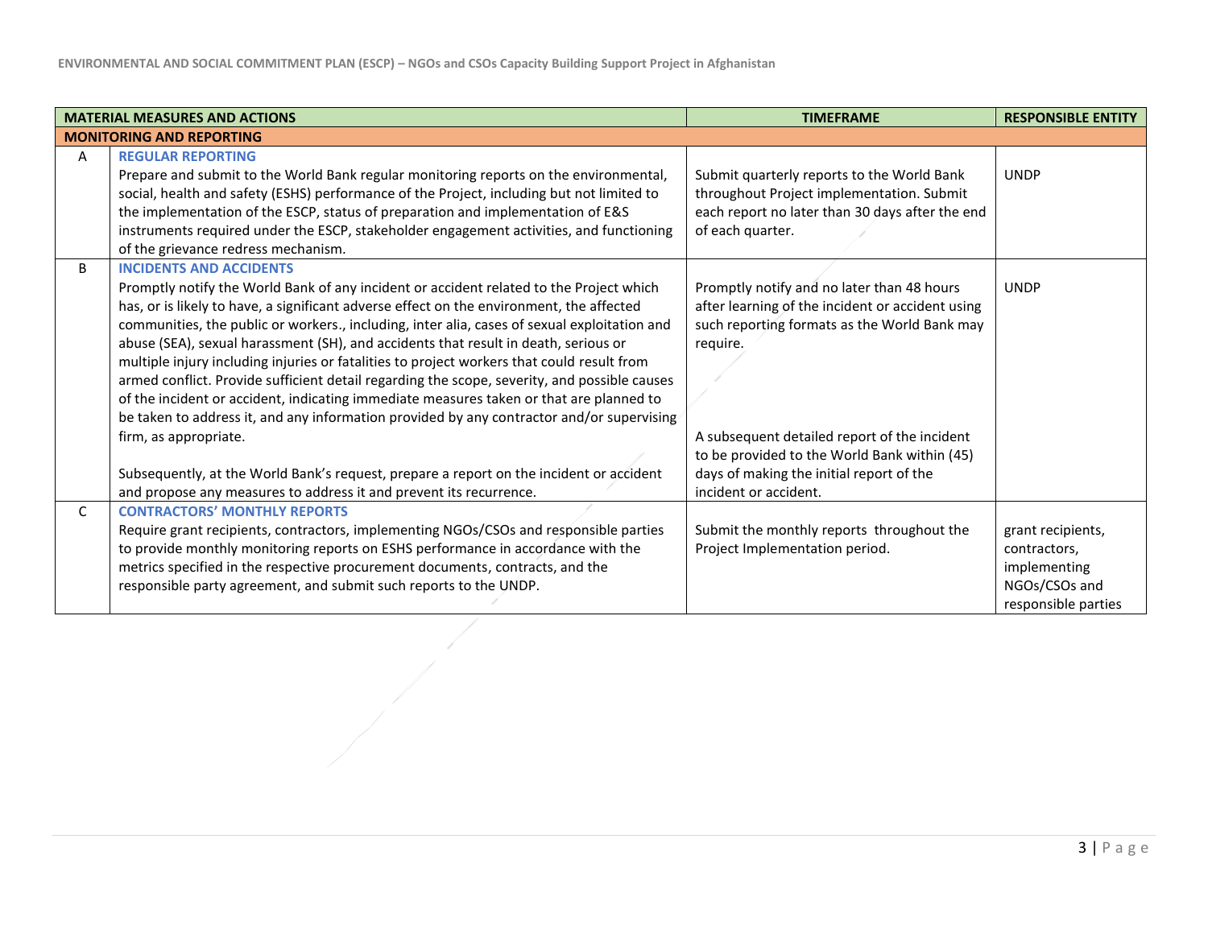| | MATERIAL MEASURES AND ACTIONS | TIMEFRAME | RESPONSIBLE ENTITY |
|---|---|---|---|
| **MONITORING AND REPORTING** | | | |
| A | **REGULAR REPORTING**<br>Prepare and submit to the World Bank regular monitoring reports on the environmental, social, health and safety (ESHS) performance of the Project, including but not limited to the implementation of the ESCP, status of preparation and implementation of E&S instruments required under the ESCP, stakeholder engagement activities, and functioning of the grievance redress mechanism. | Submit quarterly reports to the World Bank throughout Project implementation. Submit each report no later than 30 days after the end of each quarter. | UNDP |
| B | **INCIDENTS AND ACCIDENTS**<br>Promptly notify the World Bank of any incident or accident related to the Project which has, or is likely to have, a significant adverse effect on the environment, the affected communities, the public or workers., including, inter alia, cases of sexual exploitation and abuse (SEA), sexual harassment (SH), and accidents that result in death, serious or multiple injury including injuries or fatalities to project workers that could result from armed conflict. Provide sufficient detail regarding the scope, severity, and possible causes of the incident or accident, indicating immediate measures taken or that are planned to be taken to address it, and any information provided by any contractor and/or supervising firm, as appropriate.<br><br>Subsequently, at the World Bank's request, prepare a report on the incident or accident and propose any measures to address it and prevent its recurrence. | Promptly notify and no later than 48 hours after learning of the incident or accident using such reporting formats as the World Bank may require.<br><br>A subsequent detailed report of the incident to be provided to the World Bank within (45) days of making the initial report of the incident or accident. | UNDP |
| C | **CONTRACTORS' MONTHLY REPORTS**<br>Require grant recipients, contractors, implementing NGOs/CSOs and responsible parties to provide monthly monitoring reports on ESHS performance in accordance with the metrics specified in the respective procurement documents, contracts, and the responsible party agreement, and submit such reports to the UNDP. | Submit the monthly reports throughout the Project Implementation period. | grant recipients, contractors, implementing NGOs/CSOs and responsible parties |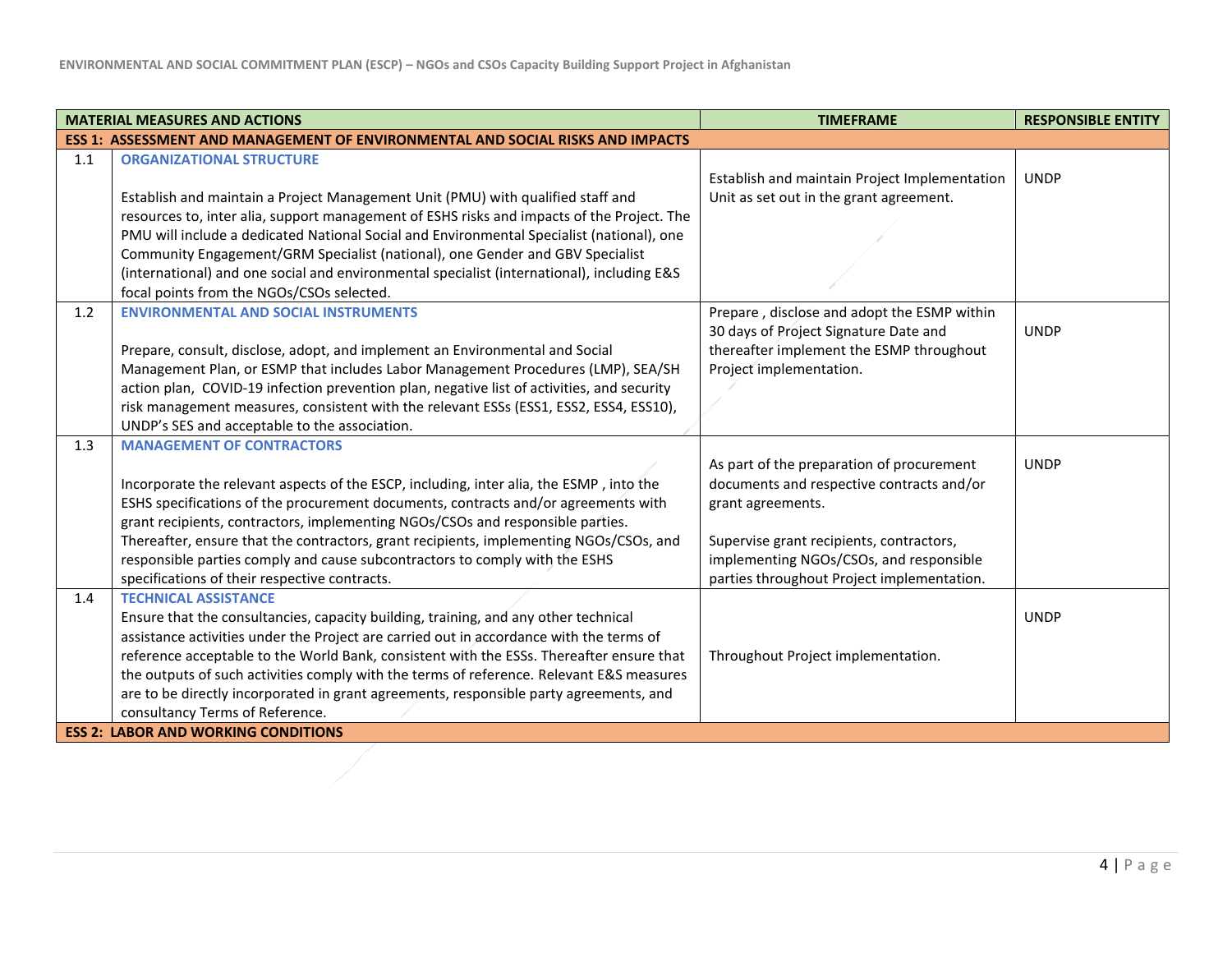| | MATERIAL MEASURES AND ACTIONS | TIMEFRAME | RESPONSIBLE ENTITY |
|---|---|---|---|
| **ESS 1: ASSESSMENT AND MANAGEMENT OF ENVIRONMENTAL AND SOCIAL RISKS AND IMPACTS** | | | |
| 1.1 | **ORGANIZATIONAL STRUCTURE**<br><br>Establish and maintain a Project Management Unit (PMU) with qualified staff and resources to, inter alia, support management of ESHS risks and impacts of the Project. The PMU will include a dedicated National Social and Environmental Specialist (national), one Community Engagement/GRM Specialist (national), one Gender and GBV Specialist (international) and one social and environmental specialist (international), including E&S focal points from the NGOs/CSOs selected. | Establish and maintain Project Implementation Unit as set out in the grant agreement. | UNDP |
| 1.2 | **ENVIRONMENTAL AND SOCIAL INSTRUMENTS**<br><br>Prepare, consult, disclose, adopt, and implement an Environmental and Social Management Plan, or ESMP that includes Labor Management Procedures (LMP), SEA/SH action plan, COVID-19 infection prevention plan, negative list of activities, and security risk management measures, consistent with the relevant ESSs (ESS1, ESS2, ESS4, ESS10), UNDP's SES and acceptable to the association. | Prepare , disclose and adopt the ESMP within 30 days of Project Signature Date and thereafter implement the ESMP throughout Project implementation. | UNDP |
| 1.3 | **MANAGEMENT OF CONTRACTORS**<br><br>Incorporate the relevant aspects of the ESCP, including, inter alia, the ESMP , into the ESHS specifications of the procurement documents, contracts and/or agreements with grant recipients, contractors, implementing NGOs/CSOs and responsible parties. Thereafter, ensure that the contractors, grant recipients, implementing NGOs/CSOs, and responsible parties comply and cause subcontractors to comply with the ESHS specifications of their respective contracts. | As part of the preparation of procurement documents and respective contracts and/or grant agreements.<br><br>Supervise grant recipients, contractors, implementing NGOs/CSOs, and responsible parties throughout Project implementation. | UNDP |
| 1.4 | **TECHNICAL ASSISTANCE**<br>Ensure that the consultancies, capacity building, training, and any other technical assistance activities under the Project are carried out in accordance with the terms of reference acceptable to the World Bank, consistent with the ESSs. Thereafter ensure that the outputs of such activities comply with the terms of reference. Relevant E&S measures are to be directly incorporated in grant agreements, responsible party agreements, and consultancy Terms of Reference. | Throughout Project implementation. | UNDP |
| **ESS 2: LABOR AND WORKING CONDITIONS** | | | |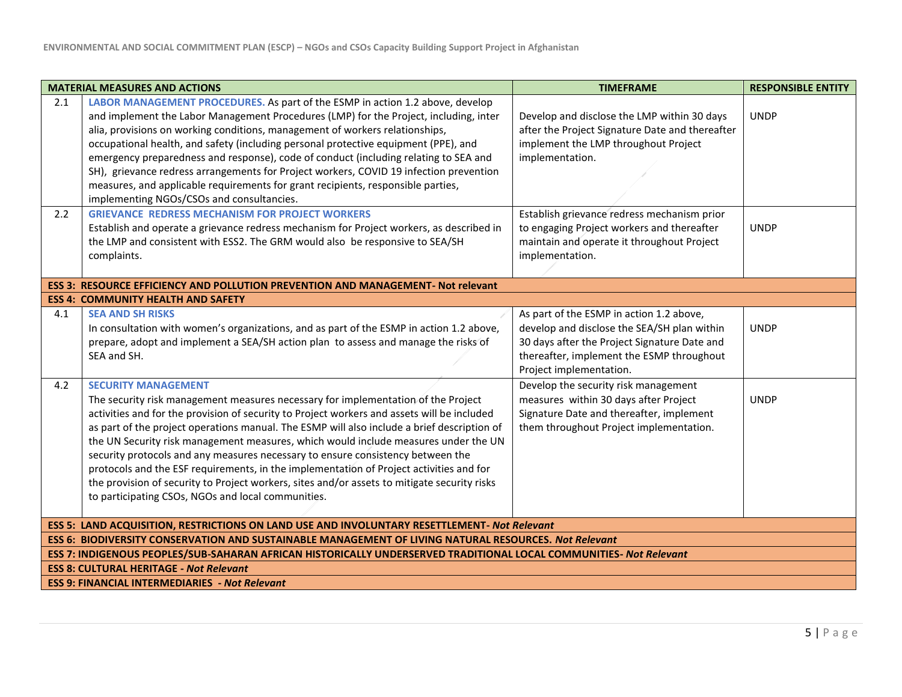| | MATERIAL MEASURES AND ACTIONS | TIMEFRAME | RESPONSIBLE ENTITY |
|---|---|---|---|
| 2.1 | **LABOR MANAGEMENT PROCEDURES.** As part of the ESMP in action 1.2 above, develop and implement the Labor Management Procedures (LMP) for the Project, including, inter alia, provisions on working conditions, management of workers relationships, occupational health, and safety (including personal protective equipment (PPE), and emergency preparedness and response), code of conduct (including relating to SEA and SH), grievance redress arrangements for Project workers, COVID 19 infection prevention measures, and applicable requirements for grant recipients, responsible parties, implementing NGOs/CSOs and consultancies. | Develop and disclose the LMP within 30 days after the Project Signature Date and thereafter implement the LMP throughout Project implementation. | UNDP |
| 2.2 | **GRIEVANCE REDRESS MECHANISM FOR PROJECT WORKERS** Establish and operate a grievance redress mechanism for Project workers, as described in the LMP and consistent with ESS2. The GRM would also be responsive to SEA/SH complaints. | Establish grievance redress mechanism prior to engaging Project workers and thereafter maintain and operate it throughout Project implementation. | UNDP |
| **ESS 3: RESOURCE EFFICIENCY AND POLLUTION PREVENTION AND MANAGEMENT- Not relevant** | | | |
| **ESS 4: COMMUNITY HEALTH AND SAFETY** | | | |
| 4.1 | **SEA AND SH RISKS** In consultation with women's organizations, and as part of the ESMP in action 1.2 above, prepare, adopt and implement a SEA/SH action plan to assess and manage the risks of SEA and SH. | As part of the ESMP in action 1.2 above, develop and disclose the SEA/SH plan within 30 days after the Project Signature Date and thereafter, implement the ESMP throughout Project implementation. | UNDP |
| 4.2 | **SECURITY MANAGEMENT** The security risk management measures necessary for implementation of the Project activities and for the provision of security to Project workers and assets will be included as part of the project operations manual. The ESMP will also include a brief description of the UN Security risk management measures, which would include measures under the UN security protocols and any measures necessary to ensure consistency between the protocols and the ESF requirements, in the implementation of Project activities and for the provision of security to Project workers, sites and/or assets to mitigate security risks to participating CSOs, NGOs and local communities. | Develop the security risk management measures within 30 days after Project Signature Date and thereafter, implement them throughout Project implementation. | UNDP |
| **ESS 5: LAND ACQUISITION, RESTRICTIONS ON LAND USE AND INVOLUNTARY RESETTLEMENT- *Not Relevant*** | | | |
| **ESS 6: BIODIVERSITY CONSERVATION AND SUSTAINABLE MANAGEMENT OF LIVING NATURAL RESOURCES. *Not Relevant*** | | | |
| **ESS 7: INDIGENOUS PEOPLES/SUB-SAHARAN AFRICAN HISTORICALLY UNDERSERVED TRADITIONAL LOCAL COMMUNITIES- *Not Relevant*** | | | |
| **ESS 8: CULTURAL HERITAGE - *Not Relevant*** | | | |
| **ESS 9: FINANCIAL INTERMEDIARIES - *Not Relevant*** | | | |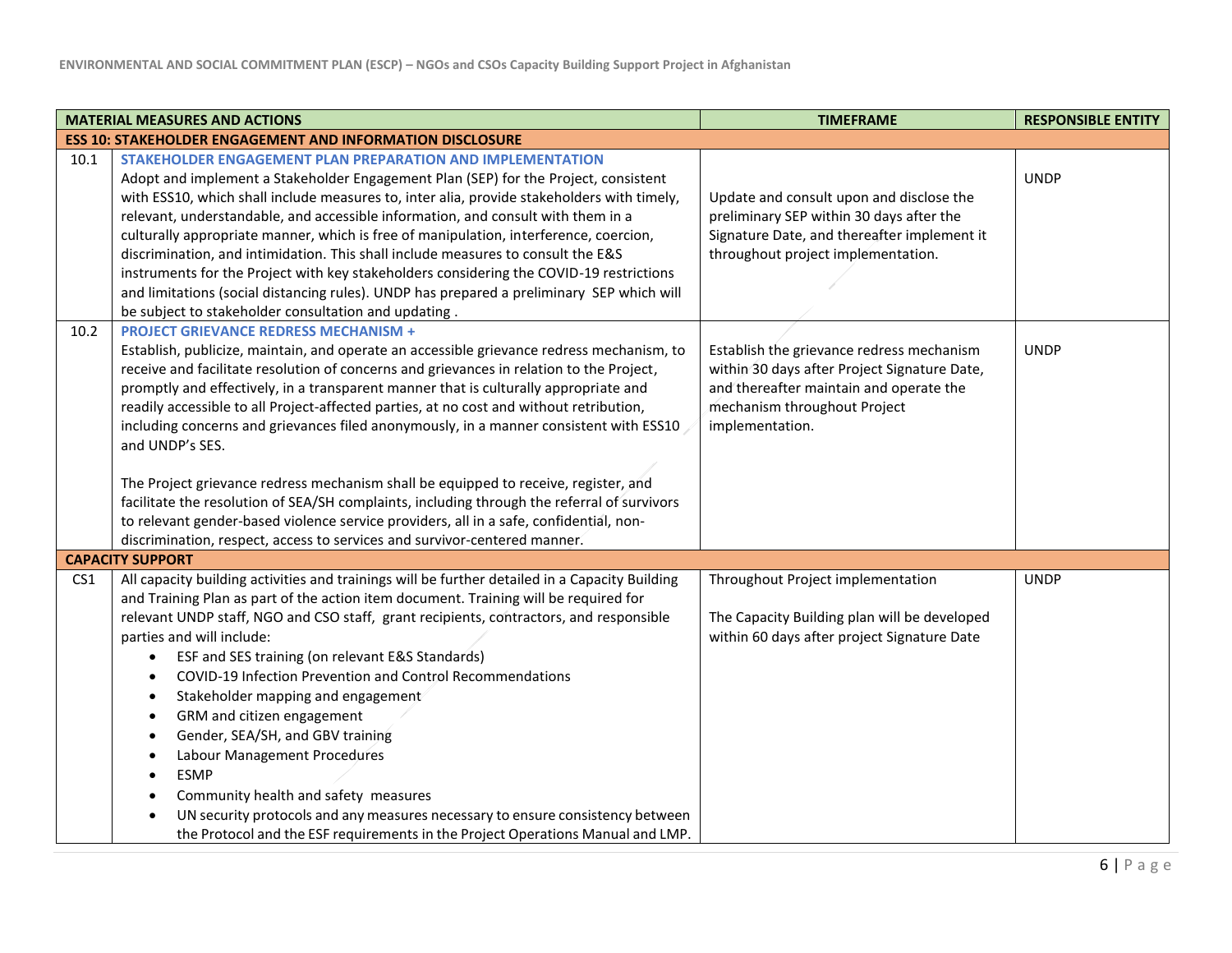| | MATERIAL MEASURES AND ACTIONS | TIMEFRAME | RESPONSIBLE ENTITY |
|---|---|---|---|
| **ESS 10: STAKEHOLDER ENGAGEMENT AND INFORMATION DISCLOSURE** | | | |
| 10.1 | **STAKEHOLDER ENGAGEMENT PLAN PREPARATION AND IMPLEMENTATION**<br>Adopt and implement a Stakeholder Engagement Plan (SEP) for the Project, consistent with ESS10, which shall include measures to, inter alia, provide stakeholders with timely, relevant, understandable, and accessible information, and consult with them in a culturally appropriate manner, which is free of manipulation, interference, coercion, discrimination, and intimidation. This shall include measures to consult the E&S instruments for the Project with key stakeholders considering the COVID-19 restrictions and limitations (social distancing rules). UNDP has prepared a preliminary SEP which will be subject to stakeholder consultation and updating . | Update and consult upon and disclose the preliminary SEP within 30 days after the Signature Date, and thereafter implement it throughout project implementation. | UNDP |
| 10.2 | **PROJECT GRIEVANCE REDRESS MECHANISM +**<br>Establish, publicize, maintain, and operate an accessible grievance redress mechanism, to receive and facilitate resolution of concerns and grievances in relation to the Project, promptly and effectively, in a transparent manner that is culturally appropriate and readily accessible to all Project-affected parties, at no cost and without retribution, including concerns and grievances filed anonymously, in a manner consistent with ESS10 and UNDP's SES.<br><br>The Project grievance redress mechanism shall be equipped to receive, register, and facilitate the resolution of SEA/SH complaints, including through the referral of survivors to relevant gender-based violence service providers, all in a safe, confidential, non-discrimination, respect, access to services and survivor-centered manner. | Establish the grievance redress mechanism within 30 days after Project Signature Date, and thereafter maintain and operate the mechanism throughout Project implementation. | UNDP |
| **CAPACITY SUPPORT** | | | |
| CS1 | All capacity building activities and trainings will be further detailed in a Capacity Building and Training Plan as part of the action item document. Training will be required for relevant UNDP staff, NGO and CSO staff, grant recipients, contractors, and responsible parties and will include:<br>• ESF and SES training (on relevant E&S Standards)<br>• COVID-19 Infection Prevention and Control Recommendations<br>• Stakeholder mapping and engagement<br>• GRM and citizen engagement<br>• Gender, SEA/SH, and GBV training<br>• Labour Management Procedures<br>• ESMP<br>• Community health and safety measures<br>• UN security protocols and any measures necessary to ensure consistency between the Protocol and the ESF requirements in the Project Operations Manual and LMP. | Throughout Project implementation<br><br>The Capacity Building plan will be developed within 60 days after project Signature Date | UNDP |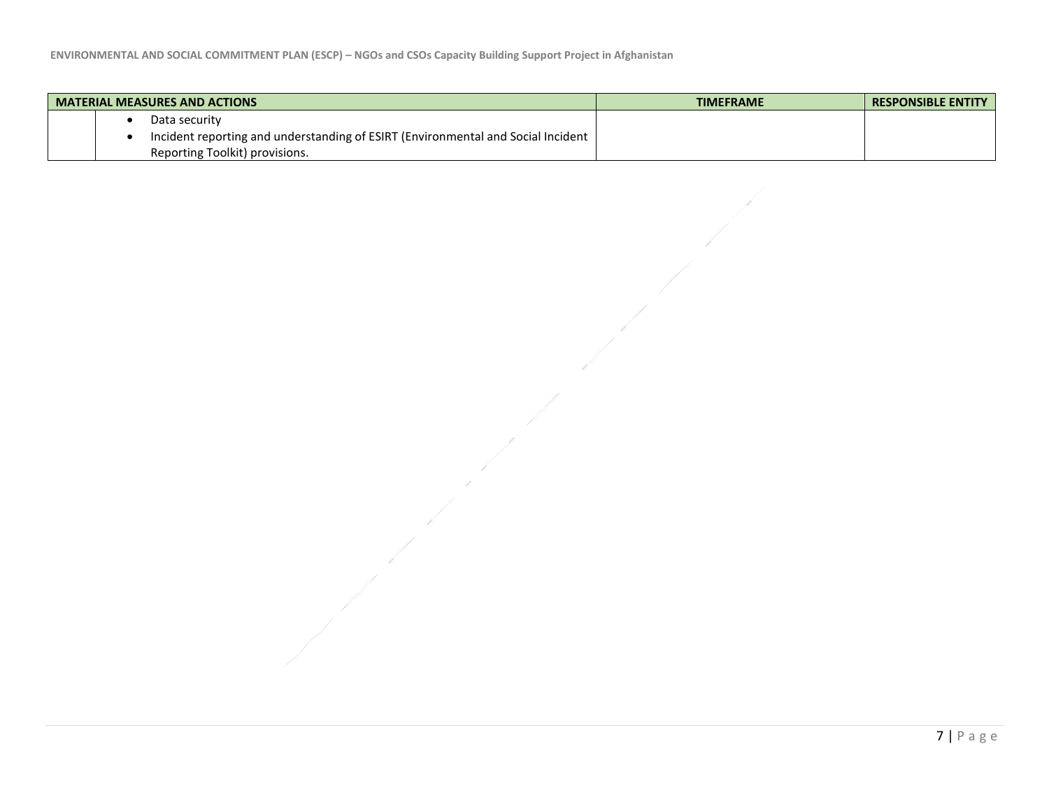| MATERIAL MEASURES AND ACTIONS | | TIMEFRAME | RESPONSIBLE ENTITY |
|---|---|---|---|
| | • Data security<br>• Incident reporting and understanding of ESIRT (Environmental and Social Incident Reporting Toolkit) provisions. | | |